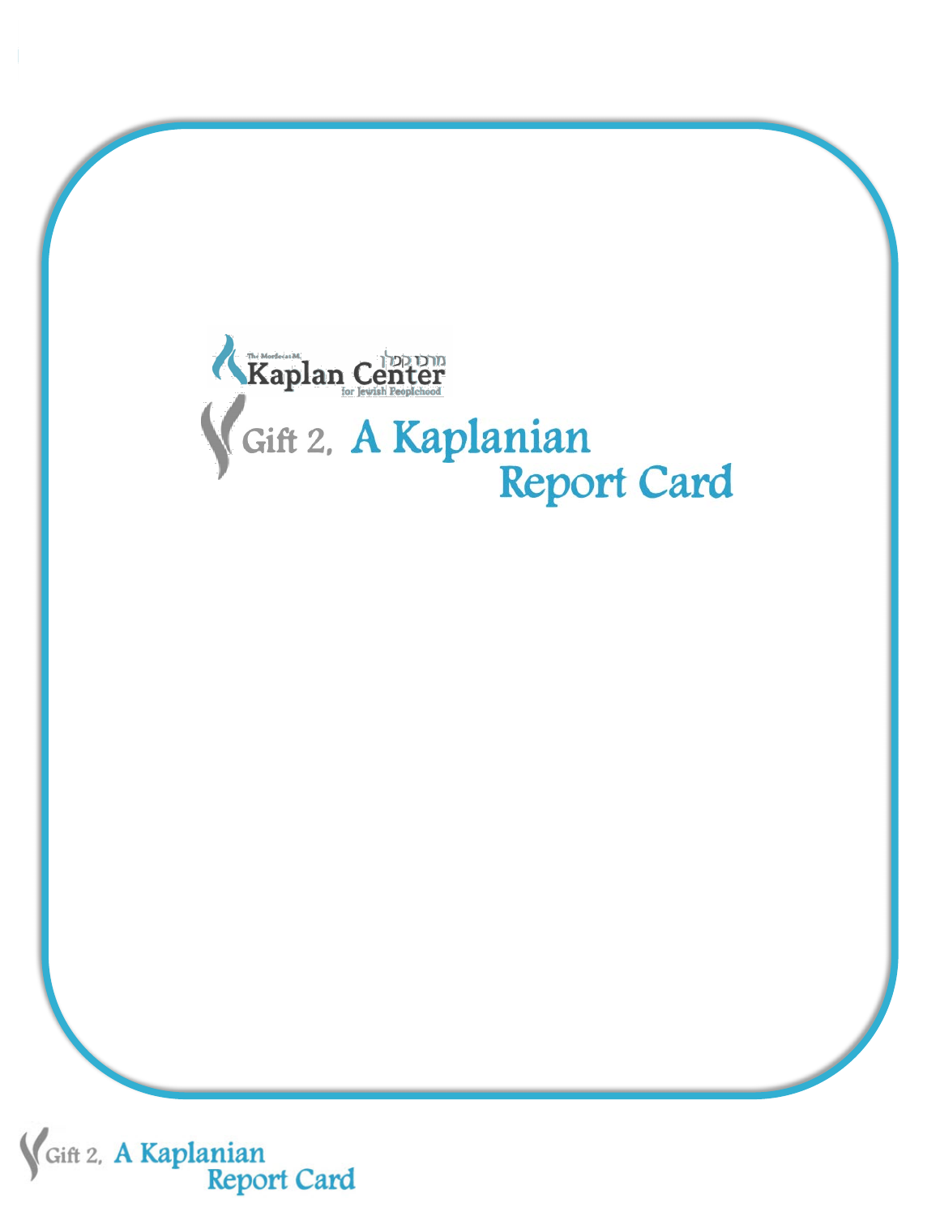The Mordecai M. Kaplan Center for Jewish Peoplehood

מרכז קפלן

# Gift 2, A Kaplanian Report Card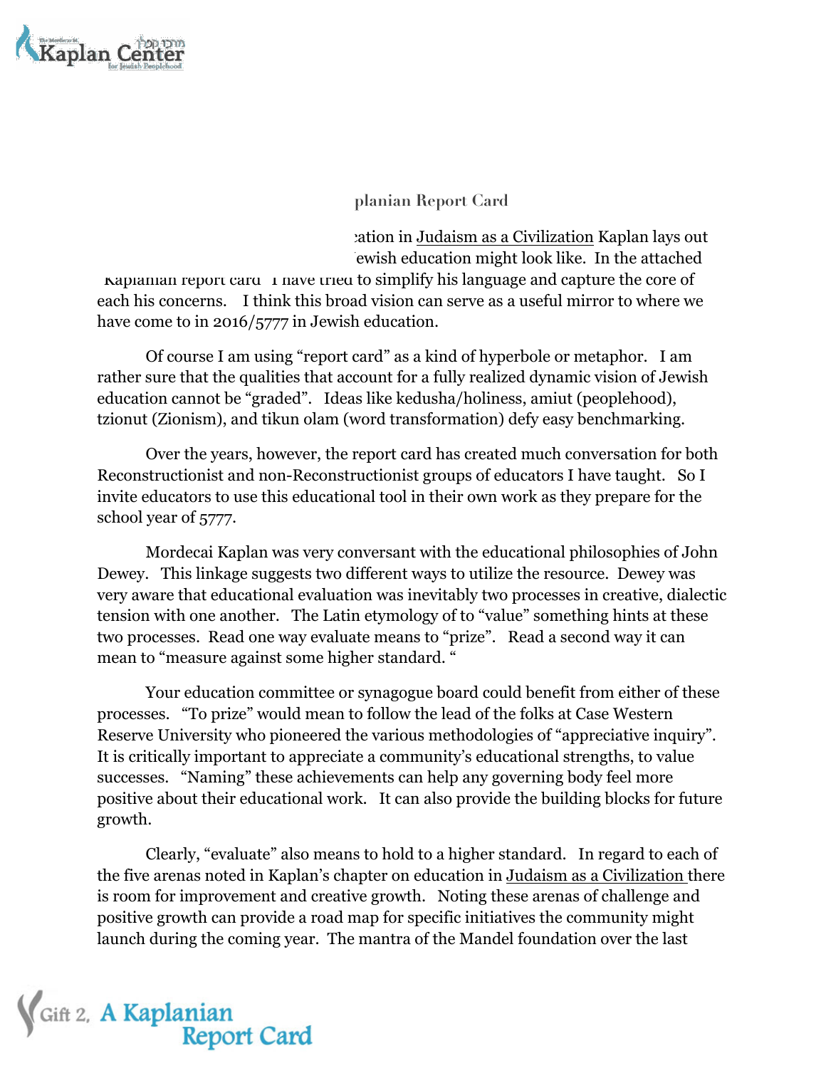## A Kaplanian Report Card

…ation in Judaism as a Civilization Kaplan lays out …ewish education might look like. In the attached "Kaplanian report card" I have tried to simplify his language and capture the core of each his concerns. I think this broad vision can serve as a useful mirror to where we have come to in 2016/5777 in Jewish education.

Of course I am using "report card" as a kind of hyperbole or metaphor. I am rather sure that the qualities that account for a fully realized dynamic vision of Jewish education cannot be "graded". Ideas like kedusha/holiness, amiut (peoplehood), tzionut (Zionism), and tikun olam (word transformation) defy easy benchmarking.

Over the years, however, the report card has created much conversation for both Reconstructionist and non-Reconstructionist groups of educators I have taught. So I invite educators to use this educational tool in their own work as they prepare for the school year of 5777.

Mordecai Kaplan was very conversant with the educational philosophies of John Dewey. This linkage suggests two different ways to utilize the resource. Dewey was very aware that educational evaluation was inevitably two processes in creative, dialectic tension with one another. The Latin etymology of to "value" something hints at these two processes. Read one way evaluate means to "prize". Read a second way it can mean to "measure against some higher standard. "

Your education committee or synagogue board could benefit from either of these processes. "To prize" would mean to follow the lead of the folks at Case Western Reserve University who pioneered the various methodologies of "appreciative inquiry". It is critically important to appreciate a community's educational strengths, to value successes. "Naming" these achievements can help any governing body feel more positive about their educational work. It can also provide the building blocks for future growth.

Clearly, "evaluate" also means to hold to a higher standard. In regard to each of the five arenas noted in Kaplan's chapter on education in Judaism as a Civilization there is room for improvement and creative growth. Noting these arenas of challenge and positive growth can provide a road map for specific initiatives the community might launch during the coming year. The mantra of the Mandel foundation over the last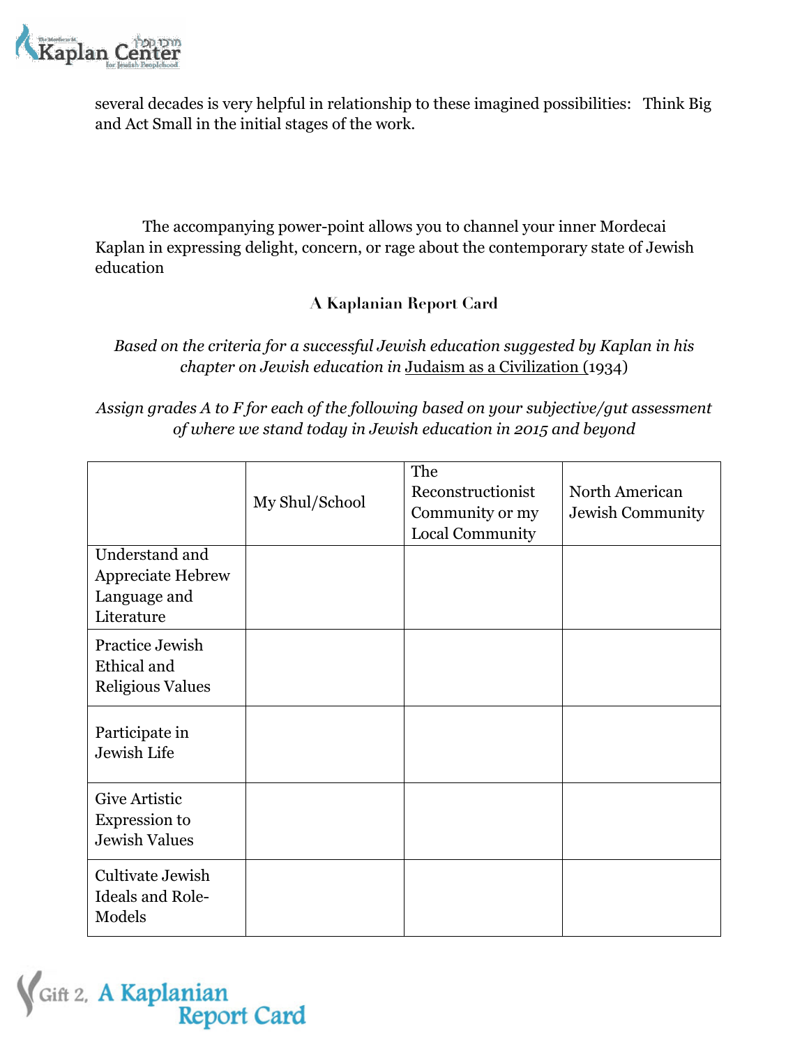several decades is very helpful in relationship to these imagined possibilities: Think Big and Act Small in the initial stages of the work.

The accompanying power-point allows you to channel your inner Mordecai Kaplan in expressing delight, concern, or rage about the contemporary state of Jewish education

### A Kaplanian Report Card

*Based on the criteria for a successful Jewish education suggested by Kaplan in his chapter on Jewish education in* Judaism as a Civilization (1934)

*Assign grades A to F for each of the following based on your subjective/gut assessment of where we stand today in Jewish education in 2015 and beyond*

| | My Shul/School | The Reconstructionist Community or my Local Community | North American Jewish Community |
|---|---|---|---|
| Understand and Appreciate Hebrew Language and Literature | | | |
| Practice Jewish Ethical and Religious Values | | | |
| Participate in Jewish Life | | | |
| Give Artistic Expression to Jewish Values | | | |
| Cultivate Jewish Ideals and Role-Models | | | |

Gift 2, A Kaplanian Report Card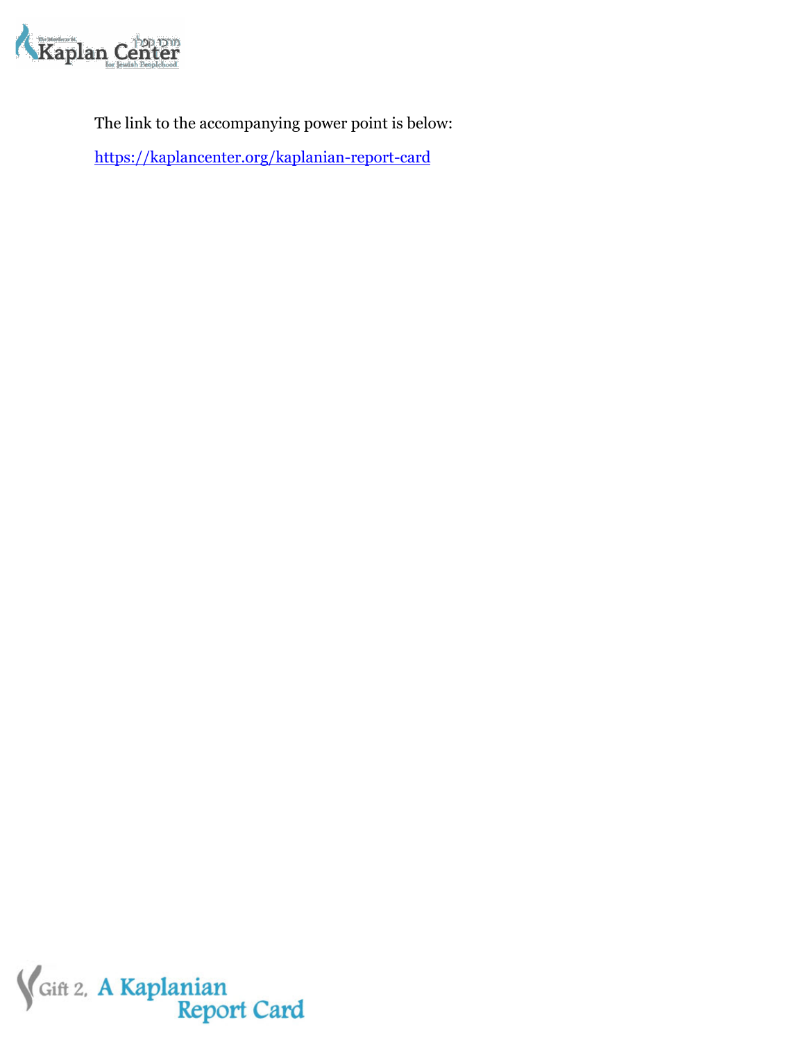The link to the accompanying power point is below:

https://kaplancenter.org/kaplanian-report-card